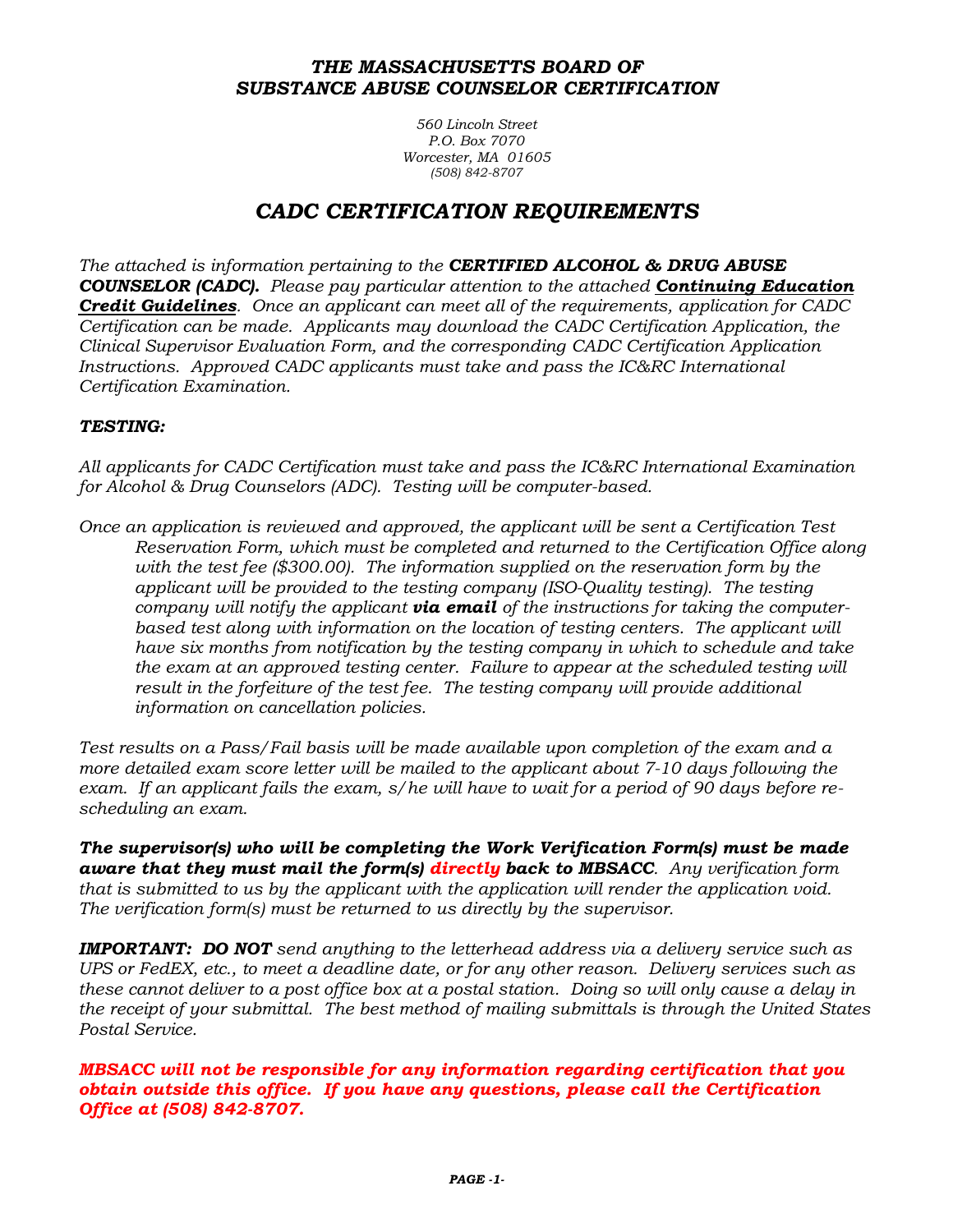# *THE MASSACHUSETTS BOARD OF SUBSTANCE ABUSE COUNSELOR CERTIFICATION*

*560 Lincoln Street*
*P.O. Box 7070*
*Worcester, MA 01605*
*(508) 842-8707*

## *CADC CERTIFICATION REQUIREMENTS*

*The attached is information pertaining to the* ***CERTIFIED ALCOHOL & DRUG ABUSE COUNSELOR (CADC).*** *Please pay particular attention to the attached* ***Continuing Education Credit Guidelines****. Once an applicant can meet all of the requirements, application for CADC Certification can be made. Applicants may download the CADC Certification Application, the Clinical Supervisor Evaluation Form, and the corresponding CADC Certification Application Instructions. Approved CADC applicants must take and pass the IC&RC International Certification Examination.*

### ***TESTING:***

*All applicants for CADC Certification must take and pass the IC&RC International Examination for Alcohol & Drug Counselors (ADC). Testing will be computer-based.*

*Once an application is reviewed and approved, the applicant will be sent a Certification Test Reservation Form, which must be completed and returned to the Certification Office along with the test fee ($300.00). The information supplied on the reservation form by the applicant will be provided to the testing company (ISO-Quality testing). The testing company will notify the applicant* ***via email*** *of the instructions for taking the computer-based test along with information on the location of testing centers. The applicant will have six months from notification by the testing company in which to schedule and take the exam at an approved testing center. Failure to appear at the scheduled testing will result in the forfeiture of the test fee. The testing company will provide additional information on cancellation policies.*

*Test results on a Pass/Fail basis will be made available upon completion of the exam and a more detailed exam score letter will be mailed to the applicant about 7-10 days following the exam. If an applicant fails the exam, s/he will have to wait for a period of 90 days before re-scheduling an exam.*

***The supervisor(s) who will be completing the Work Verification Form(s) must be made aware that they must mail the form(s) directly back to MBSACC****. Any verification form that is submitted to us by the applicant with the application will render the application void. The verification form(s) must be returned to us directly by the supervisor.*

***IMPORTANT: DO NOT*** *send anything to the letterhead address via a delivery service such as UPS or FedEX, etc., to meet a deadline date, or for any other reason. Delivery services such as these cannot deliver to a post office box at a postal station. Doing so will only cause a delay in the receipt of your submittal. The best method of mailing submittals is through the United States Postal Service.*

***MBSACC will not be responsible for any information regarding certification that you obtain outside this office. If you have any questions, please call the Certification Office at (508) 842-8707.***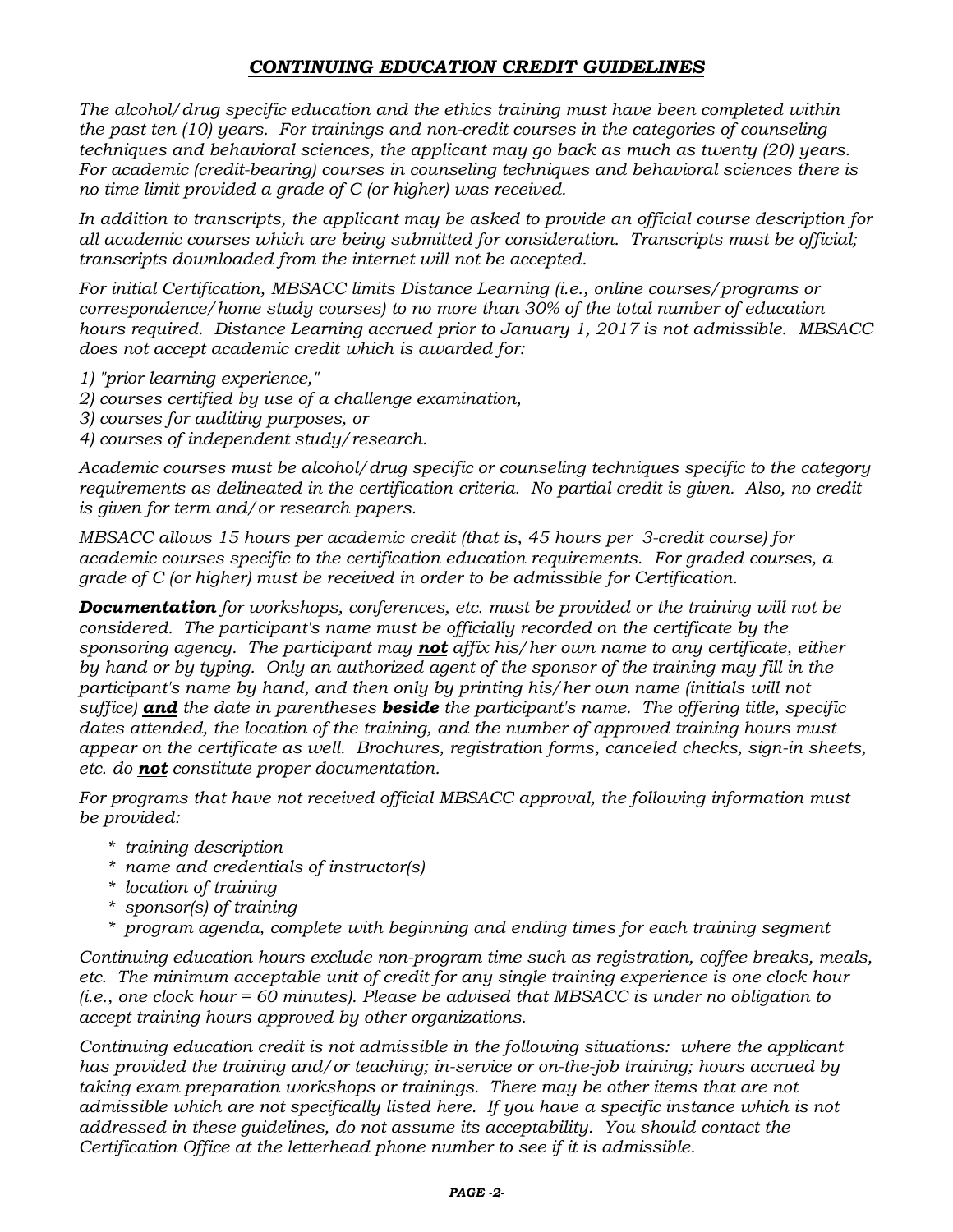## *CONTINUING EDUCATION CREDIT GUIDELINES*

*The alcohol/drug specific education and the ethics training must have been completed within the past ten (10) years. For trainings and non-credit courses in the categories of counseling techniques and behavioral sciences, the applicant may go back as much as twenty (20) years. For academic (credit-bearing) courses in counseling techniques and behavioral sciences there is no time limit provided a grade of C (or higher) was received.*

*In addition to transcripts, the applicant may be asked to provide an official course description for all academic courses which are being submitted for consideration. Transcripts must be official; transcripts downloaded from the internet will not be accepted.*

*For initial Certification, MBSACC limits Distance Learning (i.e., online courses/programs or correspondence/home study courses) to no more than 30% of the total number of education hours required. Distance Learning accrued prior to January 1, 2017 is not admissible. MBSACC does not accept academic credit which is awarded for:*

*1) "prior learning experience,"*
*2) courses certified by use of a challenge examination,*
*3) courses for auditing purposes, or*
*4) courses of independent study/research.*

*Academic courses must be alcohol/drug specific or counseling techniques specific to the category requirements as delineated in the certification criteria. No partial credit is given. Also, no credit is given for term and/or research papers.*

*MBSACC allows 15 hours per academic credit (that is, 45 hours per 3-credit course) for academic courses specific to the certification education requirements. For graded courses, a grade of C (or higher) must be received in order to be admissible for Certification.*

***Documentation*** *for workshops, conferences, etc. must be provided or the training will not be considered. The participant's name must be officially recorded on the certificate by the sponsoring agency. The participant may* ***not*** *affix his/her own name to any certificate, either by hand or by typing. Only an authorized agent of the sponsor of the training may fill in the participant's name by hand, and then only by printing his/her own name (initials will not suffice)* ***and*** *the date in parentheses* ***beside*** *the participant's name. The offering title, specific dates attended, the location of the training, and the number of approved training hours must appear on the certificate as well. Brochures, registration forms, canceled checks, sign-in sheets, etc. do* ***not*** *constitute proper documentation.*

*For programs that have not received official MBSACC approval, the following information must be provided:*

- *training description*
- *name and credentials of instructor(s)*
- *location of training*
- *sponsor(s) of training*
- *program agenda, complete with beginning and ending times for each training segment*

*Continuing education hours exclude non-program time such as registration, coffee breaks, meals, etc. The minimum acceptable unit of credit for any single training experience is one clock hour (i.e., one clock hour = 60 minutes). Please be advised that MBSACC is under no obligation to accept training hours approved by other organizations.*

*Continuing education credit is not admissible in the following situations: where the applicant has provided the training and/or teaching; in-service or on-the-job training; hours accrued by taking exam preparation workshops or trainings. There may be other items that are not admissible which are not specifically listed here. If you have a specific instance which is not addressed in these guidelines, do not assume its acceptability. You should contact the Certification Office at the letterhead phone number to see if it is admissible.*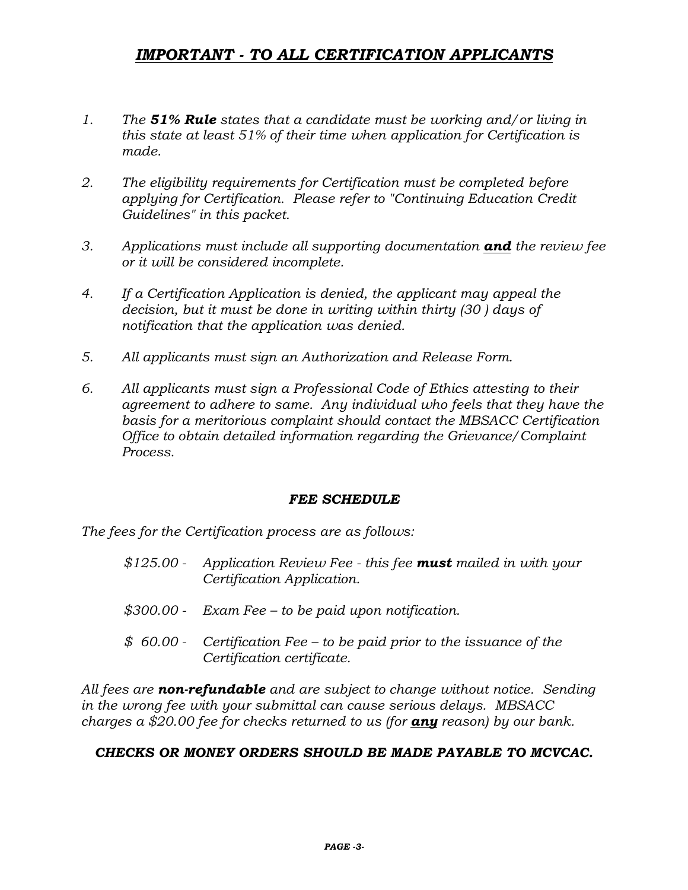# *IMPORTANT - TO ALL CERTIFICATION APPLICANTS*

1. *The **51% Rule** states that a candidate must be working and/or living in this state at least 51% of their time when application for Certification is made.*

2. *The eligibility requirements for Certification must be completed before applying for Certification. Please refer to "Continuing Education Credit Guidelines" in this packet.*

3. *Applications must include all supporting documentation **and** the review fee or it will be considered incomplete.*

4. *If a Certification Application is denied, the applicant may appeal the decision, but it must be done in writing within thirty (30 ) days of notification that the application was denied.*

5. *All applicants must sign an Authorization and Release Form.*

6. *All applicants must sign a Professional Code of Ethics attesting to their agreement to adhere to same. Any individual who feels that they have the basis for a meritorious complaint should contact the MBSACC Certification Office to obtain detailed information regarding the Grievance/Complaint Process.*

## *FEE SCHEDULE*

*The fees for the Certification process are as follows:*

- *$125.00 - Application Review Fee - this fee **must** mailed in with your Certification Application.*
- *$300.00 - Exam Fee – to be paid upon notification.*
- *$ 60.00 - Certification Fee – to be paid prior to the issuance of the Certification certificate.*

*All fees are **non-refundable** and are subject to change without notice. Sending in the wrong fee with your submittal can cause serious delays. MBSACC charges a $20.00 fee for checks returned to us (for **any** reason) by our bank.*

***CHECKS OR MONEY ORDERS SHOULD BE MADE PAYABLE TO MCVCAC.***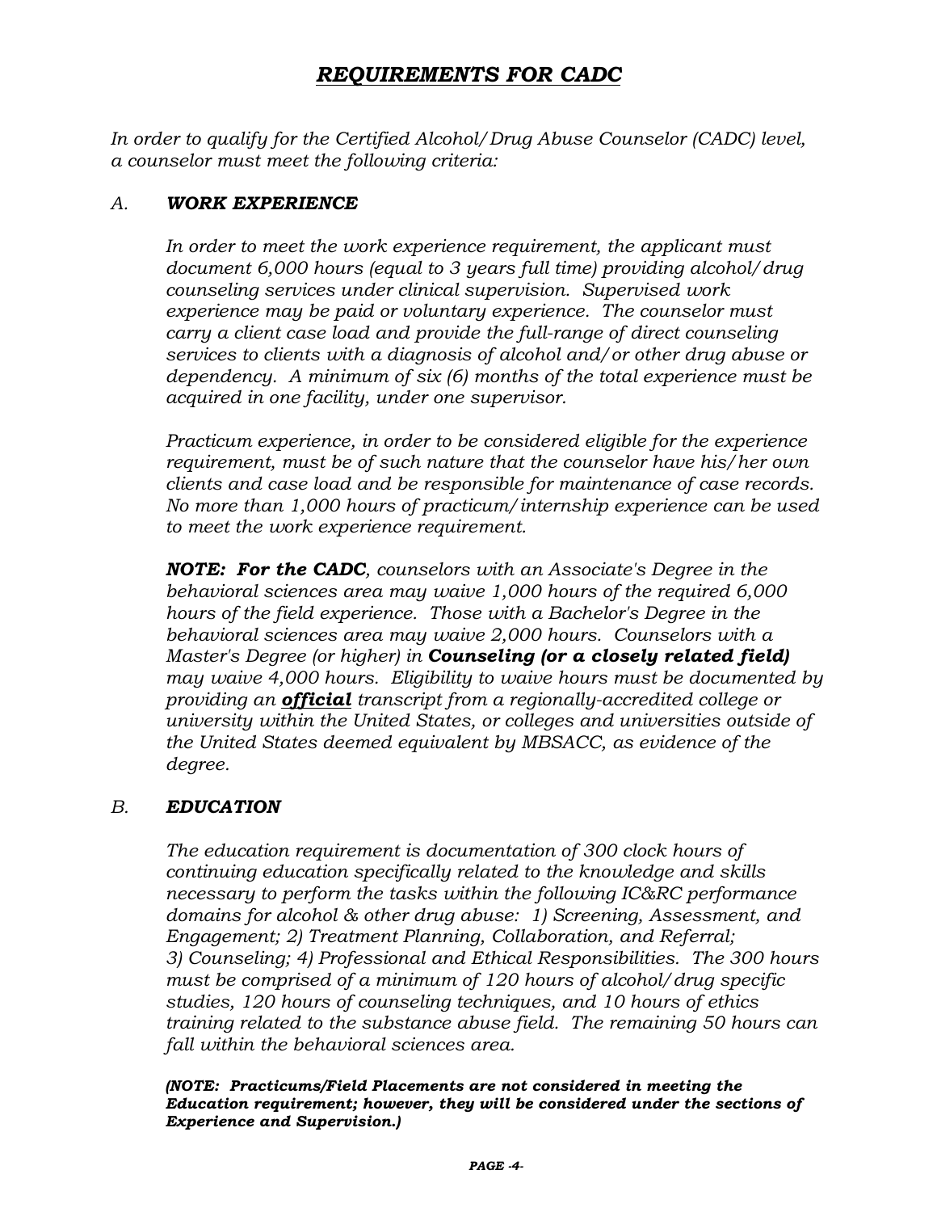# ***REQUIREMENTS FOR CADC***

*In order to qualify for the Certified Alcohol/Drug Abuse Counselor (CADC) level, a counselor must meet the following criteria:*

## *A.* ***WORK EXPERIENCE***

*In order to meet the work experience requirement, the applicant must document 6,000 hours (equal to 3 years full time) providing alcohol/drug counseling services under clinical supervision. Supervised work experience may be paid or voluntary experience. The counselor must carry a client case load and provide the full-range of direct counseling services to clients with a diagnosis of alcohol and/or other drug abuse or dependency. A minimum of six (6) months of the total experience must be acquired in one facility, under one supervisor.*

*Practicum experience, in order to be considered eligible for the experience requirement, must be of such nature that the counselor have his/her own clients and case load and be responsible for maintenance of case records. No more than 1,000 hours of practicum/internship experience can be used to meet the work experience requirement.*

***NOTE: For the CADC****, counselors with an Associate's Degree in the behavioral sciences area may waive 1,000 hours of the required 6,000 hours of the field experience. Those with a Bachelor's Degree in the behavioral sciences area may waive 2,000 hours. Counselors with a Master's Degree (or higher) in* ***Counseling (or a closely related field)*** *may waive 4,000 hours. Eligibility to waive hours must be documented by providing an* ***official*** *transcript from a regionally-accredited college or university within the United States, or colleges and universities outside of the United States deemed equivalent by MBSACC, as evidence of the degree.*

## *B.* ***EDUCATION***

*The education requirement is documentation of 300 clock hours of continuing education specifically related to the knowledge and skills necessary to perform the tasks within the following IC&RC performance domains for alcohol & other drug abuse: 1) Screening, Assessment, and Engagement; 2) Treatment Planning, Collaboration, and Referral; 3) Counseling; 4) Professional and Ethical Responsibilities. The 300 hours must be comprised of a minimum of 120 hours of alcohol/drug specific studies, 120 hours of counseling techniques, and 10 hours of ethics training related to the substance abuse field. The remaining 50 hours can fall within the behavioral sciences area.*

***(NOTE: Practicums/Field Placements are not considered in meeting the Education requirement; however, they will be considered under the sections of Experience and Supervision.)***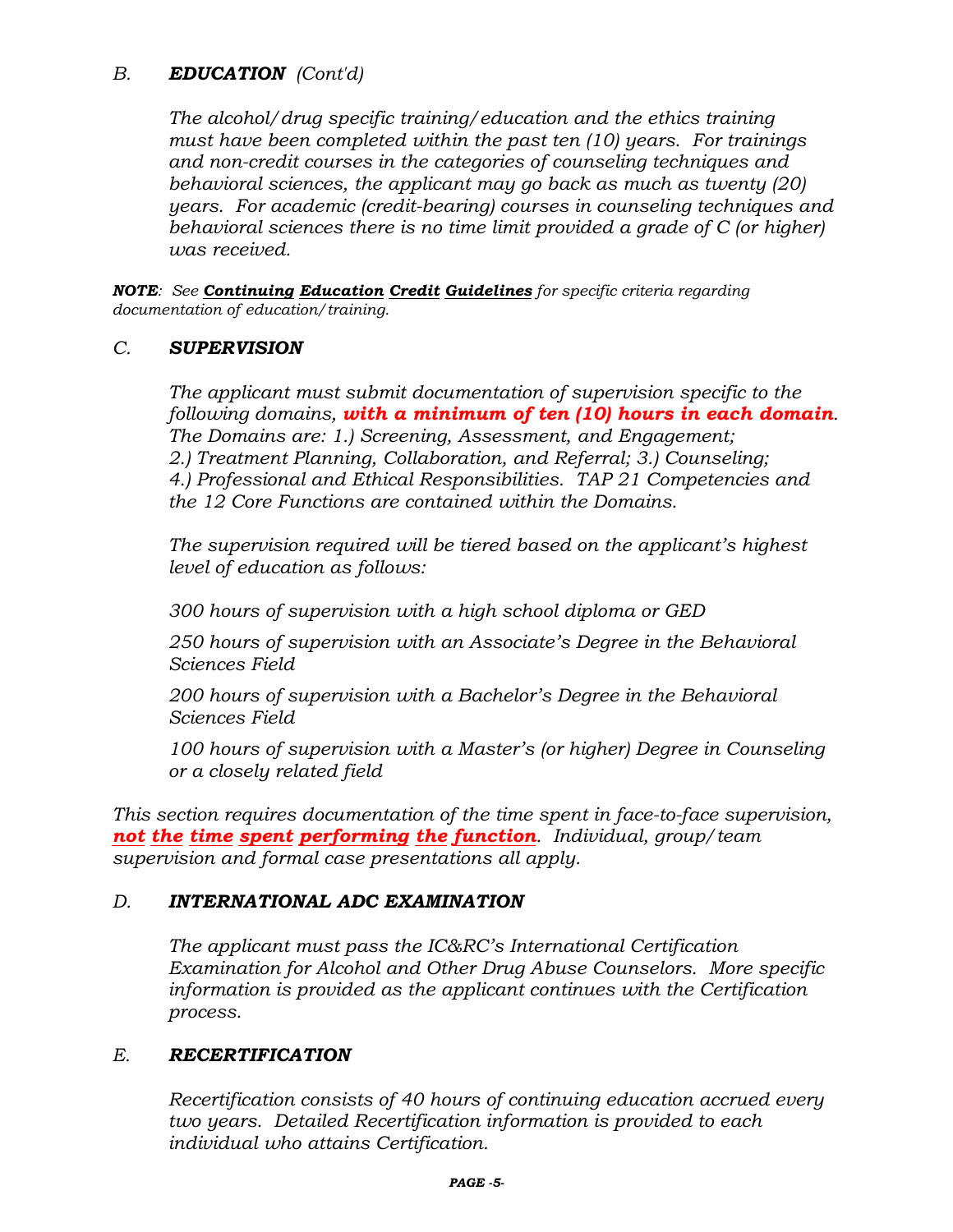## B. ***EDUCATION*** *(Cont'd)*

*The alcohol/drug specific training/education and the ethics training must have been completed within the past ten (10) years. For trainings and non-credit courses in the categories of counseling techniques and behavioral sciences, the applicant may go back as much as twenty (20) years. For academic (credit-bearing) courses in counseling techniques and behavioral sciences there is no time limit provided a grade of C (or higher) was received.*

***NOTE****: See* ***Continuing Education Credit Guidelines*** *for specific criteria regarding documentation of education/training.*

## C. ***SUPERVISION***

*The applicant must submit documentation of supervision specific to the following domains,* ***with a minimum of ten (10) hours in each domain****. The Domains are: 1.) Screening, Assessment, and Engagement; 2.) Treatment Planning, Collaboration, and Referral; 3.) Counseling; 4.) Professional and Ethical Responsibilities. TAP 21 Competencies and the 12 Core Functions are contained within the Domains.*

*The supervision required will be tiered based on the applicant's highest level of education as follows:*

*300 hours of supervision with a high school diploma or GED*

*250 hours of supervision with an Associate's Degree in the Behavioral Sciences Field*

*200 hours of supervision with a Bachelor's Degree in the Behavioral Sciences Field*

*100 hours of supervision with a Master's (or higher) Degree in Counseling or a closely related field*

*This section requires documentation of the time spent in face-to-face supervision,* ***not the time spent performing the function****. Individual, group/team supervision and formal case presentations all apply.*

## D. ***INTERNATIONAL ADC EXAMINATION***

*The applicant must pass the IC&RC's International Certification Examination for Alcohol and Other Drug Abuse Counselors. More specific information is provided as the applicant continues with the Certification process.*

## E. ***RECERTIFICATION***

*Recertification consists of 40 hours of continuing education accrued every two years. Detailed Recertification information is provided to each individual who attains Certification.*